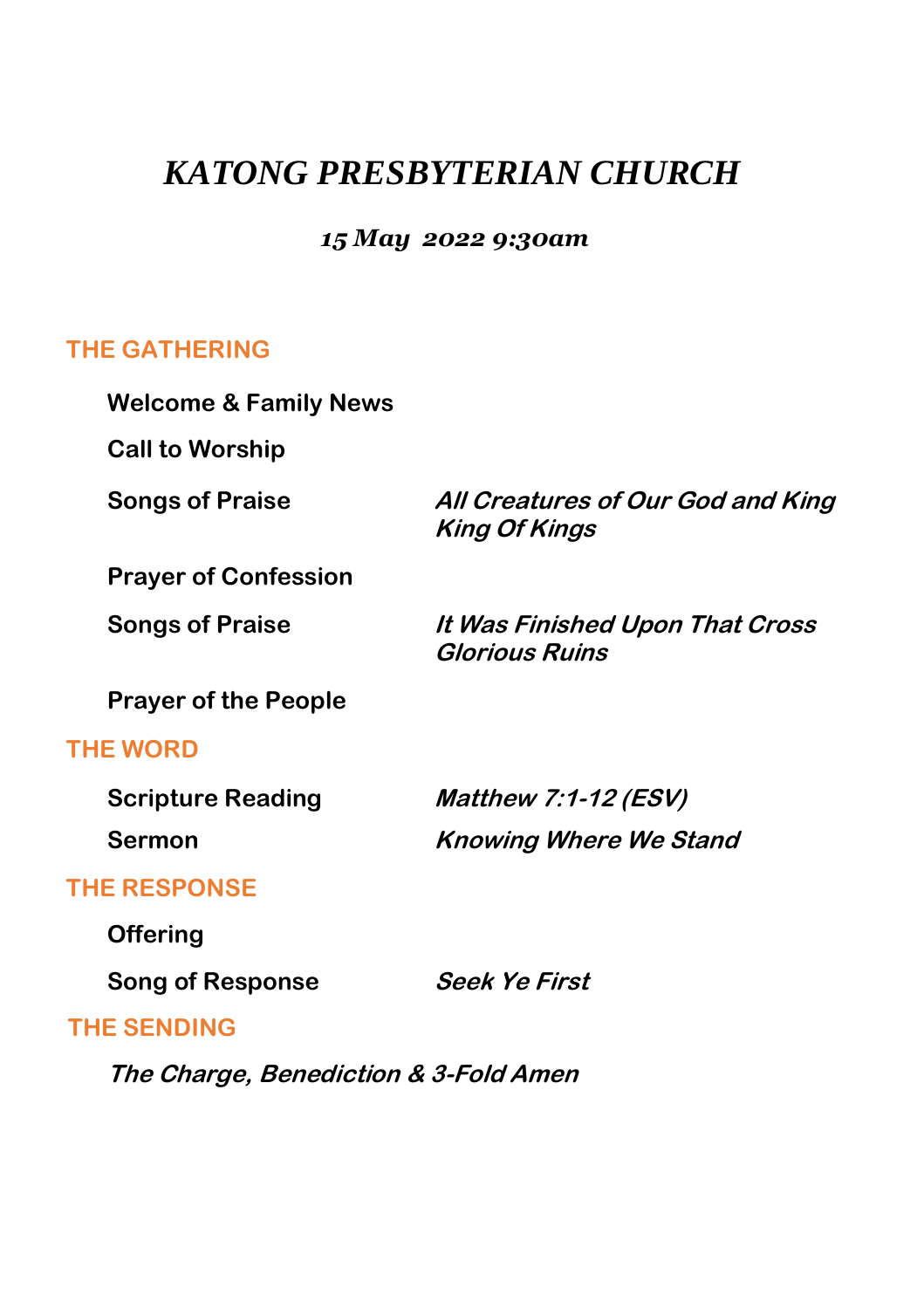# *KATONG PRESBYTERIAN CHURCH*

***15 May 2022 9:30am***

## THE GATHERING

**Welcome & Family News**

**Call to Worship**

**Songs of Praise** — ***All Creatures of Our God and King***
***King Of Kings***

**Prayer of Confession**

**Songs of Praise** — ***It Was Finished Upon That Cross***
***Glorious Ruins***

**Prayer of the People**

## THE WORD

**Scripture Reading** — ***Matthew 7:1-12 (ESV)***

**Sermon** — ***Knowing Where We Stand***

## THE RESPONSE

**Offering**

**Song of Response** — ***Seek Ye First***

## THE SENDING

***The Charge, Benediction & 3-Fold Amen***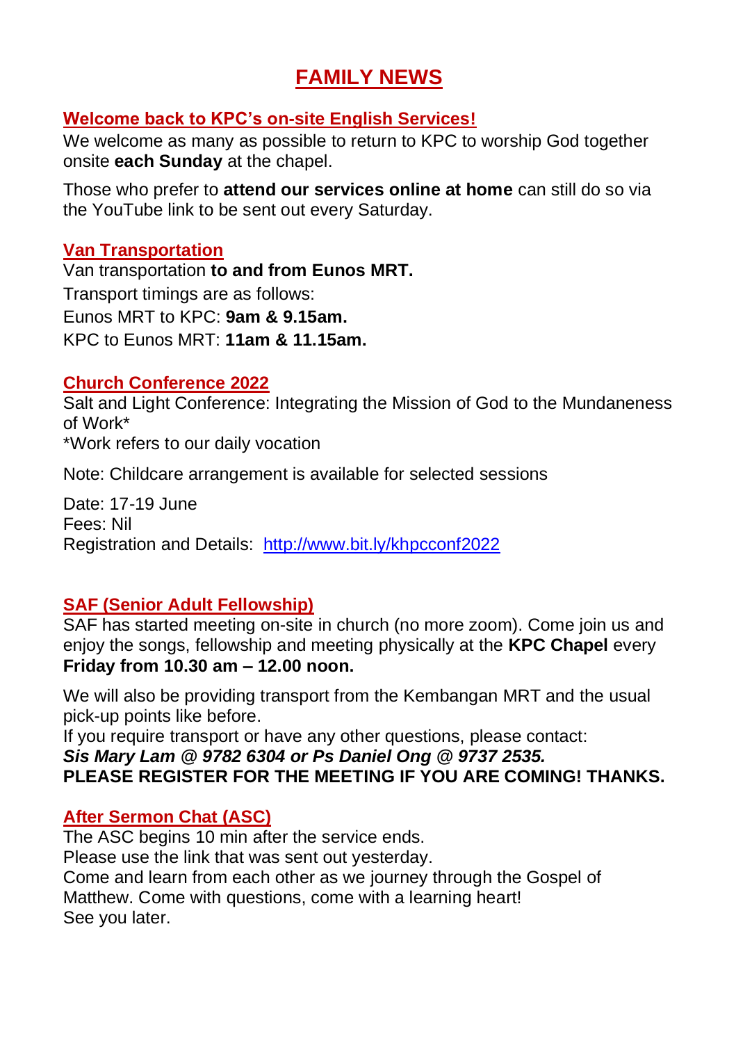# FAMILY NEWS

## Welcome back to KPC's on-site English Services!

We welcome as many as possible to return to KPC to worship God together onsite **each Sunday** at the chapel.

Those who prefer to **attend our services online at home** can still do so via the YouTube link to be sent out every Saturday.

## Van Transportation

Van transportation **to and from Eunos MRT.**
Transport timings are as follows:
Eunos MRT to KPC: **9am & 9.15am.**
KPC to Eunos MRT: **11am & 11.15am.**

## Church Conference 2022

Salt and Light Conference: Integrating the Mission of God to the Mundaneness of Work*
*Work refers to our daily vocation

Note: Childcare arrangement is available for selected sessions

Date: 17-19 June
Fees: Nil
Registration and Details: [http://www.bit.ly/khpcconf2022](http://www.bit.ly/khpcconf2022)

## SAF (Senior Adult Fellowship)

SAF has started meeting on-site in church (no more zoom). Come join us and enjoy the songs, fellowship and meeting physically at the **KPC Chapel** every **Friday from 10.30 am – 12.00 noon.**

We will also be providing transport from the Kembangan MRT and the usual pick-up points like before.
If you require transport or have any other questions, please contact:
***Sis Mary Lam @ 9782 6304 or Ps Daniel Ong @ 9737 2535.***
**PLEASE REGISTER FOR THE MEETING IF YOU ARE COMING! THANKS.**

## After Sermon Chat (ASC)

The ASC begins 10 min after the service ends.
Please use the link that was sent out yesterday.
Come and learn from each other as we journey through the Gospel of Matthew. Come with questions, come with a learning heart!
See you later.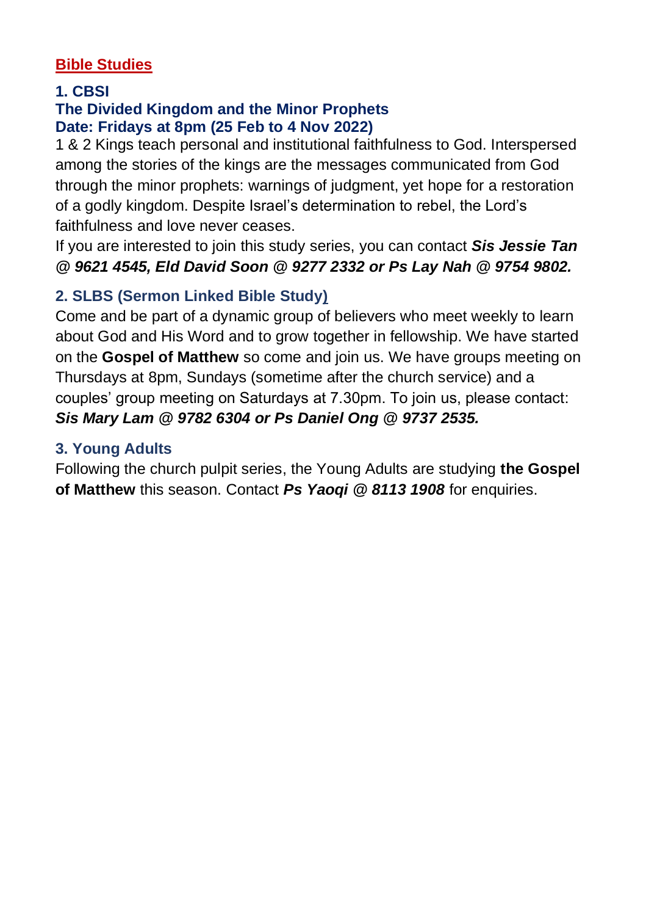## Bible Studies

### 1. CBSI
### The Divided Kingdom and the Minor Prophets
### Date: Fridays at 8pm (25 Feb to 4 Nov 2022)

1 & 2 Kings teach personal and institutional faithfulness to God. Interspersed among the stories of the kings are the messages communicated from God through the minor prophets: warnings of judgment, yet hope for a restoration of a godly kingdom. Despite Israel's determination to rebel, the Lord's faithfulness and love never ceases.

If you are interested to join this study series, you can contact ***Sis Jessie Tan @ 9621 4545, Eld David Soon @ 9277 2332 or Ps Lay Nah @ 9754 9802.***

### 2. SLBS (Sermon Linked Bible Study)

Come and be part of a dynamic group of believers who meet weekly to learn about God and His Word and to grow together in fellowship. We have started on the **Gospel of Matthew** so come and join us. We have groups meeting on Thursdays at 8pm, Sundays (sometime after the church service) and a couples' group meeting on Saturdays at 7.30pm. To join us, please contact: ***Sis Mary Lam @ 9782 6304 or Ps Daniel Ong @ 9737 2535.***

### 3. Young Adults

Following the church pulpit series, the Young Adults are studying **the Gospel of Matthew** this season. Contact ***Ps Yaoqi @ 8113 1908*** for enquiries.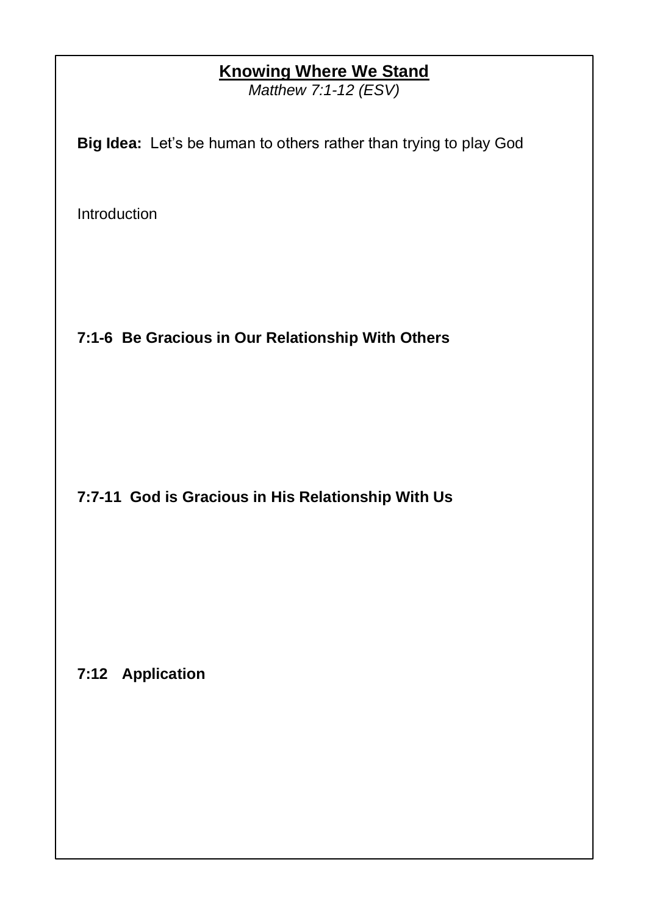# Knowing Where We Stand

*Matthew 7:1-12 (ESV)*

**Big Idea:** Let's be human to others rather than trying to play God

Introduction

**7:1-6 Be Gracious in Our Relationship With Others**

**7:7-11 God is Gracious in His Relationship With Us**

**7:12 Application**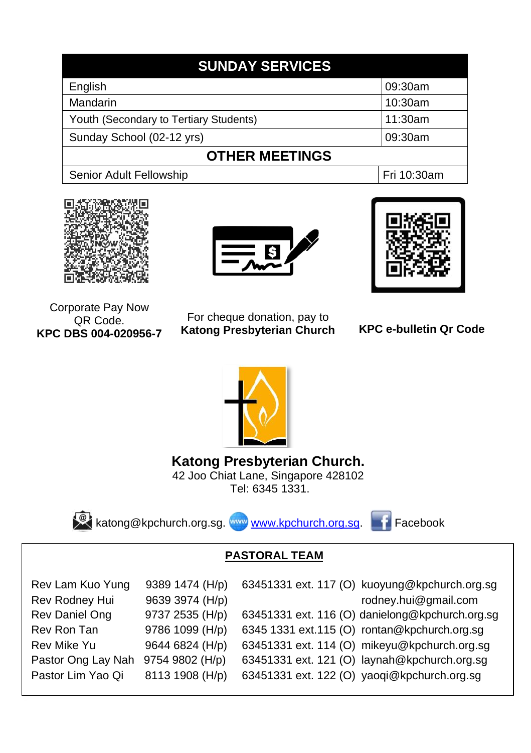| SUNDAY SERVICES | |
|---|---|
| English | 09:30am |
| Mandarin | 10:30am |
| Youth (Secondary to Tertiary Students) | 11:30am |
| Sunday School (02-12 yrs) | 09:30am |
| **OTHER MEETINGS** | |
| Senior Adult Fellowship | Fri 10:30am |

Corporate Pay Now QR Code.
**KPC DBS 004-020956-7**

For cheque donation, pay to
**Katong Presbyterian Church**

**KPC e-bulletin Qr Code**

**Katong Presbyterian Church.**
42 Joo Chiat Lane, Singapore 428102
Tel: 6345 1331.

katong@kpchurch.org.sg. www.kpchurch.org.sg. Facebook

**PASTORAL TEAM**

| | | | |
|---|---|---|---|
| Rev Lam Kuo Yung | 9389 1474 (H/p) | 63451331 ext. 117 (O) | kuoyung@kpchurch.org.sg |
| Rev Rodney Hui | 9639 3974 (H/p) | | rodney.hui@gmail.com |
| Rev Daniel Ong | 9737 2535 (H/p) | 63451331 ext. 116 (O) | danielong@kpchurch.org.sg |
| Rev Ron Tan | 9786 1099 (H/p) | 6345 1331 ext.115 (O) | rontan@kpchurch.org.sg |
| Rev Mike Yu | 9644 6824 (H/p) | 63451331 ext. 114 (O) | mikeyu@kpchurch.org.sg |
| Pastor Ong Lay Nah | 9754 9802 (H/p) | 63451331 ext. 121 (O) | laynah@kpchurch.org.sg |
| Pastor Lim Yao Qi | 8113 1908 (H/p) | 63451331 ext. 122 (O) | yaoqi@kpchurch.org.sg |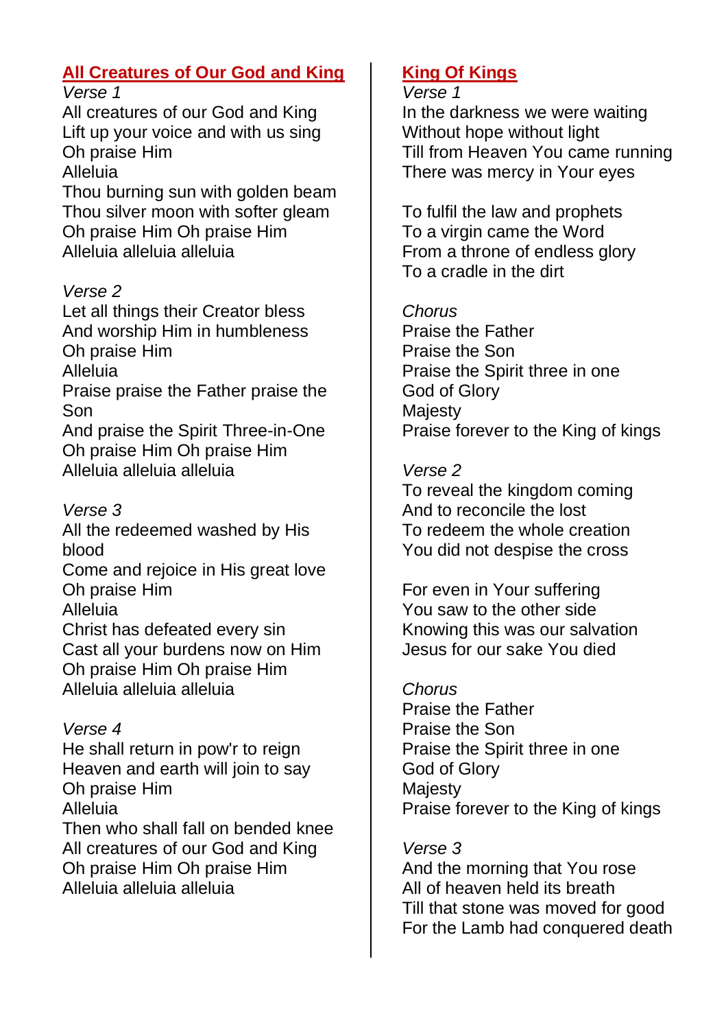## All Creatures of Our God and King

*Verse 1*

All creatures of our God and King
Lift up your voice and with us sing
Oh praise Him
Alleluia
Thou burning sun with golden beam
Thou silver moon with softer gleam
Oh praise Him Oh praise Him
Alleluia alleluia alleluia

*Verse 2*

Let all things their Creator bless
And worship Him in humbleness
Oh praise Him
Alleluia
Praise praise the Father praise the Son
And praise the Spirit Three-in-One
Oh praise Him Oh praise Him
Alleluia alleluia alleluia

*Verse 3*

All the redeemed washed by His blood
Come and rejoice in His great love
Oh praise Him
Alleluia
Christ has defeated every sin
Cast all your burdens now on Him
Oh praise Him Oh praise Him
Alleluia alleluia alleluia

*Verse 4*

He shall return in pow'r to reign
Heaven and earth will join to say
Oh praise Him
Alleluia
Then who shall fall on bended knee
All creatures of our God and King
Oh praise Him Oh praise Him
Alleluia alleluia alleluia

## King Of Kings

*Verse 1*

In the darkness we were waiting
Without hope without light
Till from Heaven You came running
There was mercy in Your eyes

To fulfil the law and prophets
To a virgin came the Word
From a throne of endless glory
To a cradle in the dirt

*Chorus*

Praise the Father
Praise the Son
Praise the Spirit three in one
God of Glory
Majesty
Praise forever to the King of kings

*Verse 2*

To reveal the kingdom coming
And to reconcile the lost
To redeem the whole creation
You did not despise the cross

For even in Your suffering
You saw to the other side
Knowing this was our salvation
Jesus for our sake You died

*Chorus*

Praise the Father
Praise the Son
Praise the Spirit three in one
God of Glory
Majesty
Praise forever to the King of kings

*Verse 3*

And the morning that You rose
All of heaven held its breath
Till that stone was moved for good
For the Lamb had conquered death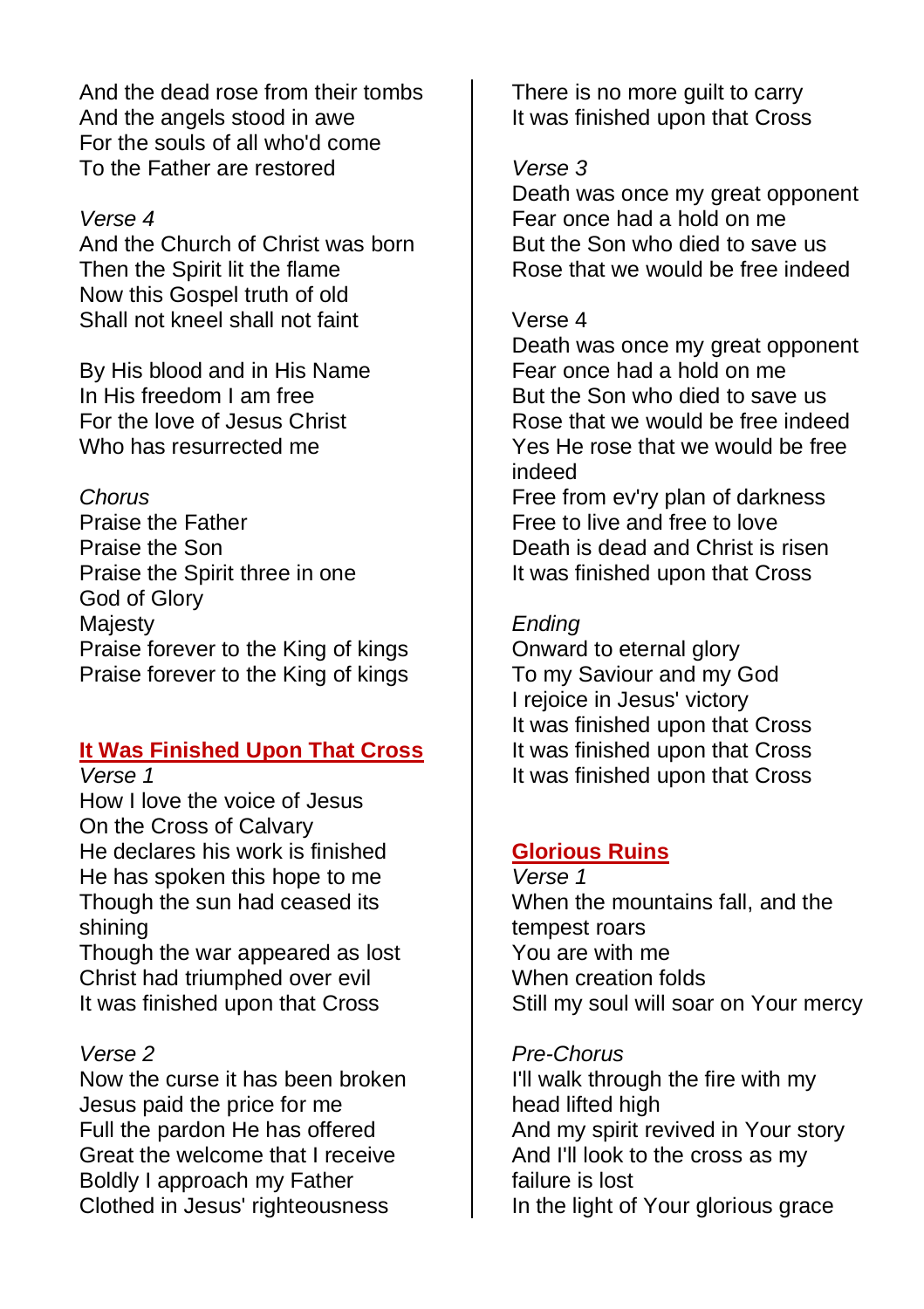And the dead rose from their tombs
And the angels stood in awe
For the souls of all who'd come
To the Father are restored

*Verse 4*
And the Church of Christ was born
Then the Spirit lit the flame
Now this Gospel truth of old
Shall not kneel shall not faint

By His blood and in His Name
In His freedom I am free
For the love of Jesus Christ
Who has resurrected me

*Chorus*
Praise the Father
Praise the Son
Praise the Spirit three in one
God of Glory
Majesty
Praise forever to the King of kings
Praise forever to the King of kings

## It Was Finished Upon That Cross

*Verse 1*
How I love the voice of Jesus
On the Cross of Calvary
He declares his work is finished
He has spoken this hope to me
Though the sun had ceased its shining
Though the war appeared as lost
Christ had triumphed over evil
It was finished upon that Cross

*Verse 2*
Now the curse it has been broken
Jesus paid the price for me
Full the pardon He has offered
Great the welcome that I receive
Boldly I approach my Father
Clothed in Jesus' righteousness
There is no more guilt to carry
It was finished upon that Cross

*Verse 3*
Death was once my great opponent
Fear once had a hold on me
But the Son who died to save us
Rose that we would be free indeed

Verse 4
Death was once my great opponent
Fear once had a hold on me
But the Son who died to save us
Rose that we would be free indeed
Yes He rose that we would be free indeed
Free from ev'ry plan of darkness
Free to live and free to love
Death is dead and Christ is risen
It was finished upon that Cross

*Ending*
Onward to eternal glory
To my Saviour and my God
I rejoice in Jesus' victory
It was finished upon that Cross
It was finished upon that Cross
It was finished upon that Cross

## Glorious Ruins

*Verse 1*
When the mountains fall, and the tempest roars
You are with me
When creation folds
Still my soul will soar on Your mercy

*Pre-Chorus*
I'll walk through the fire with my head lifted high
And my spirit revived in Your story
And I'll look to the cross as my failure is lost
In the light of Your glorious grace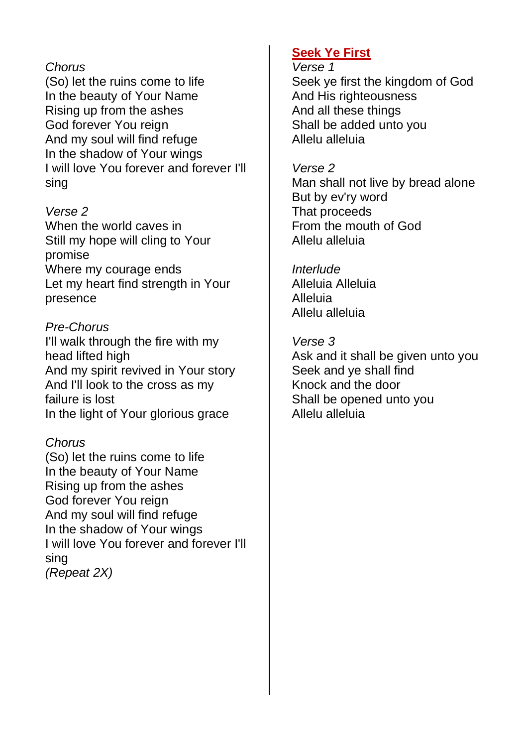*Chorus*
(So) let the ruins come to life
In the beauty of Your Name
Rising up from the ashes
God forever You reign
And my soul will find refuge
In the shadow of Your wings
I will love You forever and forever I'll sing

*Verse 2*
When the world caves in
Still my hope will cling to Your promise
Where my courage ends
Let my heart find strength in Your presence

*Pre-Chorus*
I'll walk through the fire with my head lifted high
And my spirit revived in Your story
And I'll look to the cross as my failure is lost
In the light of Your glorious grace

*Chorus*
(So) let the ruins come to life
In the beauty of Your Name
Rising up from the ashes
God forever You reign
And my soul will find refuge
In the shadow of Your wings
I will love You forever and forever I'll sing
*(Repeat 2X)*

## Seek Ye First

*Verse 1*
Seek ye first the kingdom of God
And His righteousness
And all these things
Shall be added unto you
Allelu alleluia

*Verse 2*
Man shall not live by bread alone
But by ev'ry word
That proceeds
From the mouth of God
Allelu alleluia

*Interlude*
Alleluia Alleluia
Alleluia
Allelu alleluia

*Verse 3*
Ask and it shall be given unto you
Seek and ye shall find
Knock and the door
Shall be opened unto you
Allelu alleluia